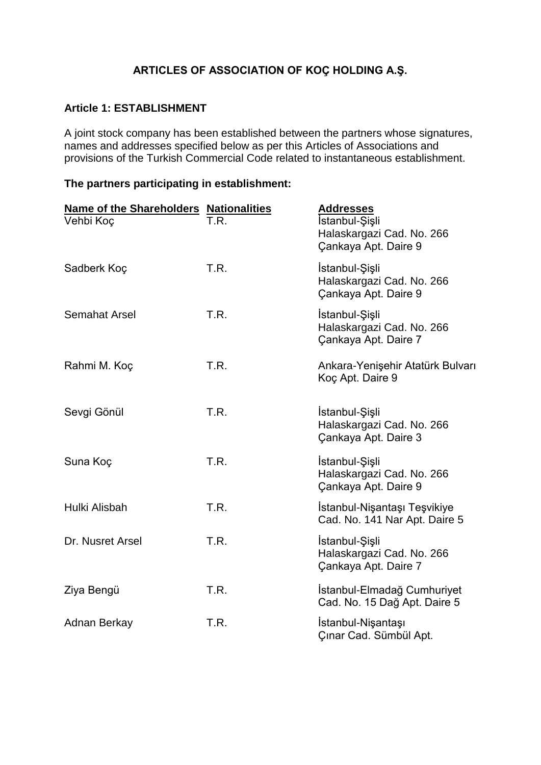# ARTICLES OF ASSOCIATION OF KOÇ HOLDING A.Ş.

## Article 1: ESTABLISHMENT

A joint stock company has been established between the partners whose signatures, names and addresses specified below as per this Articles of Associations and provisions of the Turkish Commercial Code related to instantaneous establishment.

**The partners participating in establishment:**

| Name of the Shareholders | Nationalities | Addresses |
|---|---|---|
| Vehbi Koç | T.R. | İstanbul-Şişli Halaskargazi Cad. No. 266 Çankaya Apt. Daire 9 |
| Sadberk Koç | T.R. | İstanbul-Şişli Halaskargazi Cad. No. 266 Çankaya Apt. Daire 9 |
| Semahat Arsel | T.R. | İstanbul-Şişli Halaskargazi Cad. No. 266 Çankaya Apt. Daire 7 |
| Rahmi M. Koç | T.R. | Ankara-Yenişehir Atatürk Bulvarı Koç Apt. Daire 9 |
| Sevgi Gönül | T.R. | İstanbul-Şişli Halaskargazi Cad. No. 266 Çankaya Apt. Daire 3 |
| Suna Koç | T.R. | İstanbul-Şişli Halaskargazi Cad. No. 266 Çankaya Apt. Daire 9 |
| Hulki Alisbah | T.R. | İstanbul-Nişantaşı Teşvikiye Cad. No. 141 Nar Apt. Daire 5 |
| Dr. Nusret Arsel | T.R. | İstanbul-Şişli Halaskargazi Cad. No. 266 Çankaya Apt. Daire 7 |
| Ziya Bengü | T.R. | İstanbul-Elmadağ Cumhuriyet Cad. No. 15 Dağ Apt. Daire 5 |
| Adnan Berkay | T.R. | İstanbul-Nişantaşı Çınar Cad. Sümbül Apt. |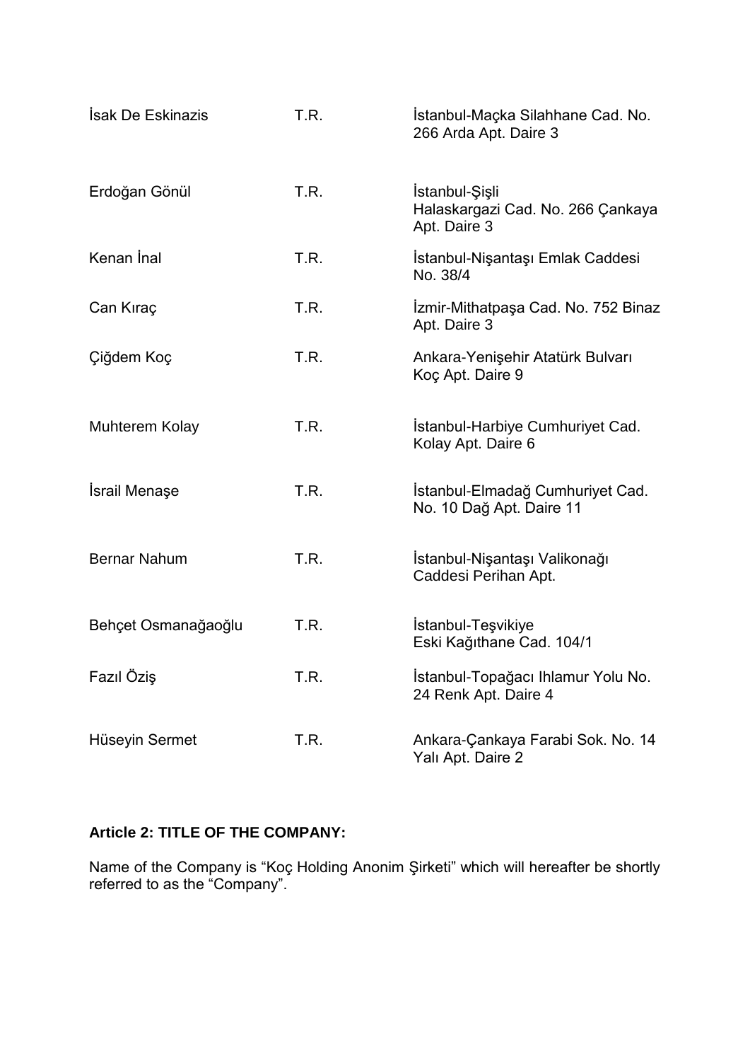| | | |
|---|---|---|
| İsak De Eskinazis | T.R. | İstanbul-Maçka Silahhane Cad. No. 266 Arda Apt. Daire 3 |
| Erdoğan Gönül | T.R. | İstanbul-Şişli Halaskargazi Cad. No. 266 Çankaya Apt. Daire 3 |
| Kenan İnal | T.R. | İstanbul-Nişantaşı Emlak Caddesi No. 38/4 |
| Can Kıraç | T.R. | İzmir-Mithatpaşa Cad. No. 752 Binaz Apt. Daire 3 |
| Çiğdem Koç | T.R. | Ankara-Yenişehir Atatürk Bulvarı Koç Apt. Daire 9 |
| Muhterem Kolay | T.R. | İstanbul-Harbiye Cumhuriyet Cad. Kolay Apt. Daire 6 |
| İsrail Menaşe | T.R. | İstanbul-Elmadağ Cumhuriyet Cad. No. 10 Dağ Apt. Daire 11 |
| Bernar Nahum | T.R. | İstanbul-Nişantaşı Valikonağı Caddesi Perihan Apt. |
| Behçet Osmanağaoğlu | T.R. | İstanbul-Teşvikiye Eski Kağıthane Cad. 104/1 |
| Fazıl Öziş | T.R. | İstanbul-Topağacı Ihlamur Yolu No. 24 Renk Apt. Daire 4 |
| Hüseyin Sermet | T.R. | Ankara-Çankaya Farabi Sok. No. 14 Yalı Apt. Daire 2 |

**Article 2: TITLE OF THE COMPANY:**

Name of the Company is "Koç Holding Anonim Şirketi" which will hereafter be shortly referred to as the "Company".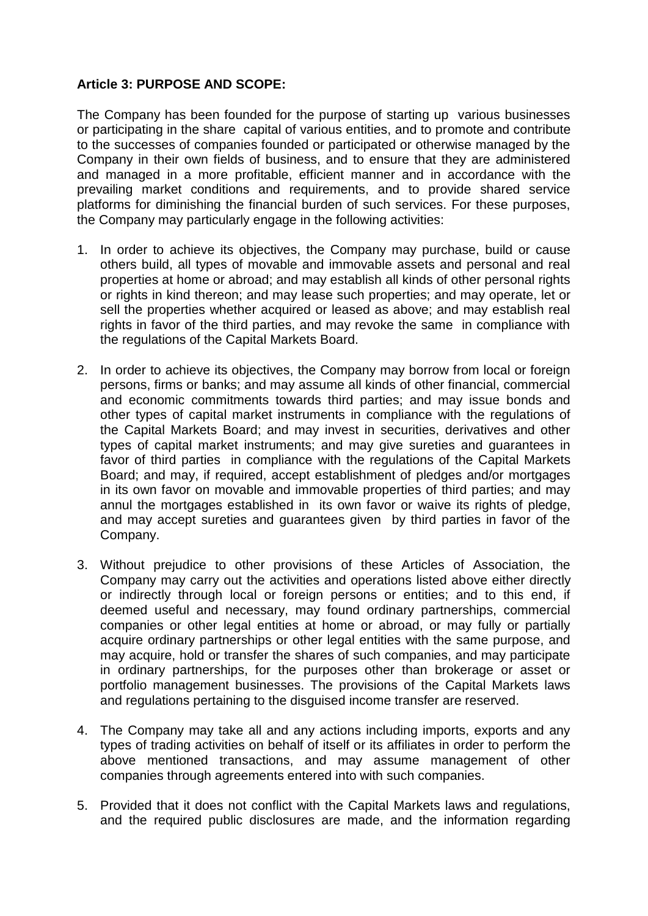**Article 3: PURPOSE AND SCOPE:**

The Company has been founded for the purpose of starting up various businesses or participating in the share capital of various entities, and to promote and contribute to the successes of companies founded or participated or otherwise managed by the Company in their own fields of business, and to ensure that they are administered and managed in a more profitable, efficient manner and in accordance with the prevailing market conditions and requirements, and to provide shared service platforms for diminishing the financial burden of such services. For these purposes, the Company may particularly engage in the following activities:

1. In order to achieve its objectives, the Company may purchase, build or cause others build, all types of movable and immovable assets and personal and real properties at home or abroad; and may establish all kinds of other personal rights or rights in kind thereon; and may lease such properties; and may operate, let or sell the properties whether acquired or leased as above; and may establish real rights in favor of the third parties, and may revoke the same in compliance with the regulations of the Capital Markets Board.

2. In order to achieve its objectives, the Company may borrow from local or foreign persons, firms or banks; and may assume all kinds of other financial, commercial and economic commitments towards third parties; and may issue bonds and other types of capital market instruments in compliance with the regulations of the Capital Markets Board; and may invest in securities, derivatives and other types of capital market instruments; and may give sureties and guarantees in favor of third parties in compliance with the regulations of the Capital Markets Board; and may, if required, accept establishment of pledges and/or mortgages in its own favor on movable and immovable properties of third parties; and may annul the mortgages established in its own favor or waive its rights of pledge, and may accept sureties and guarantees given by third parties in favor of the Company.

3. Without prejudice to other provisions of these Articles of Association, the Company may carry out the activities and operations listed above either directly or indirectly through local or foreign persons or entities; and to this end, if deemed useful and necessary, may found ordinary partnerships, commercial companies or other legal entities at home or abroad, or may fully or partially acquire ordinary partnerships or other legal entities with the same purpose, and may acquire, hold or transfer the shares of such companies, and may participate in ordinary partnerships, for the purposes other than brokerage or asset or portfolio management businesses. The provisions of the Capital Markets laws and regulations pertaining to the disguised income transfer are reserved.

4. The Company may take all and any actions including imports, exports and any types of trading activities on behalf of itself or its affiliates in order to perform the above mentioned transactions, and may assume management of other companies through agreements entered into with such companies.

5. Provided that it does not conflict with the Capital Markets laws and regulations, and the required public disclosures are made, and the information regarding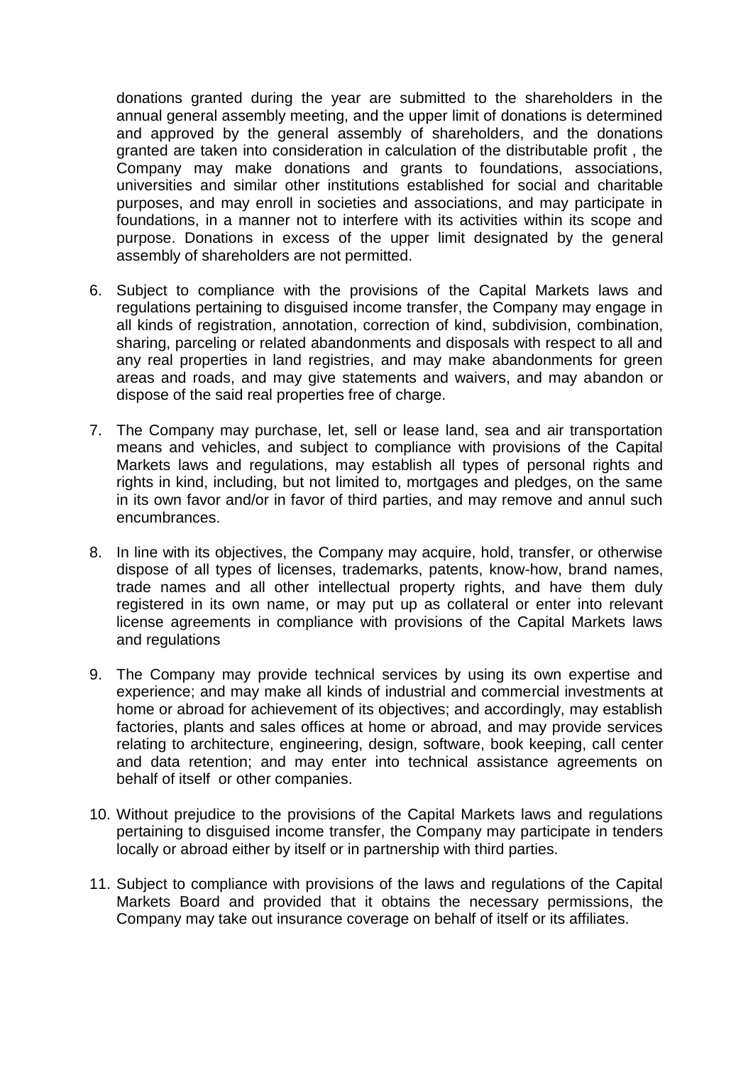donations granted during the year are submitted to the shareholders in the annual general assembly meeting, and the upper limit of donations is determined and approved by the general assembly of shareholders, and the donations granted are taken into consideration in calculation of the distributable profit , the Company may make donations and grants to foundations, associations, universities and similar other institutions established for social and charitable purposes, and may enroll in societies and associations, and may participate in foundations, in a manner not to interfere with its activities within its scope and purpose. Donations in excess of the upper limit designated by the general assembly of shareholders are not permitted.

6. Subject to compliance with the provisions of the Capital Markets laws and regulations pertaining to disguised income transfer, the Company may engage in all kinds of registration, annotation, correction of kind, subdivision, combination, sharing, parceling or related abandonments and disposals with respect to all and any real properties in land registries, and may make abandonments for green areas and roads, and may give statements and waivers, and may abandon or dispose of the said real properties free of charge.

7. The Company may purchase, let, sell or lease land, sea and air transportation means and vehicles, and subject to compliance with provisions of the Capital Markets laws and regulations, may establish all types of personal rights and rights in kind, including, but not limited to, mortgages and pledges, on the same in its own favor and/or in favor of third parties, and may remove and annul such encumbrances.

8. In line with its objectives, the Company may acquire, hold, transfer, or otherwise dispose of all types of licenses, trademarks, patents, know-how, brand names, trade names and all other intellectual property rights, and have them duly registered in its own name, or may put up as collateral or enter into relevant license agreements in compliance with provisions of the Capital Markets laws and regulations

9. The Company may provide technical services by using its own expertise and experience; and may make all kinds of industrial and commercial investments at home or abroad for achievement of its objectives; and accordingly, may establish factories, plants and sales offices at home or abroad, and may provide services relating to architecture, engineering, design, software, book keeping, call center and data retention; and may enter into technical assistance agreements on behalf of itself or other companies.

10. Without prejudice to the provisions of the Capital Markets laws and regulations pertaining to disguised income transfer, the Company may participate in tenders locally or abroad either by itself or in partnership with third parties.

11. Subject to compliance with provisions of the laws and regulations of the Capital Markets Board and provided that it obtains the necessary permissions, the Company may take out insurance coverage on behalf of itself or its affiliates.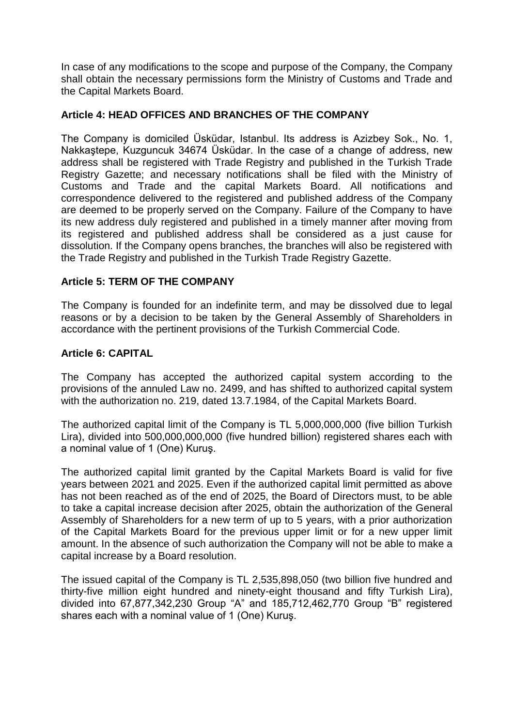In case of any modifications to the scope and purpose of the Company, the Company shall obtain the necessary permissions form the Ministry of Customs and Trade and the Capital Markets Board.

### Article 4: HEAD OFFICES AND BRANCHES OF THE COMPANY

The Company is domiciled Üsküdar, Istanbul. Its address is Azizbey Sok., No. 1, Nakkaştepe, Kuzguncuk 34674 Üsküdar. In the case of a change of address, new address shall be registered with Trade Registry and published in the Turkish Trade Registry Gazette; and necessary notifications shall be filed with the Ministry of Customs and Trade and the capital Markets Board. All notifications and correspondence delivered to the registered and published address of the Company are deemed to be properly served on the Company. Failure of the Company to have its new address duly registered and published in a timely manner after moving from its registered and published address shall be considered as a just cause for dissolution. If the Company opens branches, the branches will also be registered with the Trade Registry and published in the Turkish Trade Registry Gazette.

### Article 5: TERM OF THE COMPANY

The Company is founded for an indefinite term, and may be dissolved due to legal reasons or by a decision to be taken by the General Assembly of Shareholders in accordance with the pertinent provisions of the Turkish Commercial Code.

### Article 6: CAPITAL

The Company has accepted the authorized capital system according to the provisions of the annuled Law no. 2499, and has shifted to authorized capital system with the authorization no. 219, dated 13.7.1984, of the Capital Markets Board.

The authorized capital limit of the Company is TL 5,000,000,000 (five billion Turkish Lira), divided into 500,000,000,000 (five hundred billion) registered shares each with a nominal value of 1 (One) Kuruş.

The authorized capital limit granted by the Capital Markets Board is valid for five years between 2021 and 2025. Even if the authorized capital limit permitted as above has not been reached as of the end of 2025, the Board of Directors must, to be able to take a capital increase decision after 2025, obtain the authorization of the General Assembly of Shareholders for a new term of up to 5 years, with a prior authorization of the Capital Markets Board for the previous upper limit or for a new upper limit amount. In the absence of such authorization the Company will not be able to make a capital increase by a Board resolution.

The issued capital of the Company is TL 2,535,898,050 (two billion five hundred and thirty-five million eight hundred and ninety-eight thousand and fifty Turkish Lira), divided into 67,877,342,230 Group "A" and 185,712,462,770 Group "B" registered shares each with a nominal value of 1 (One) Kuruş.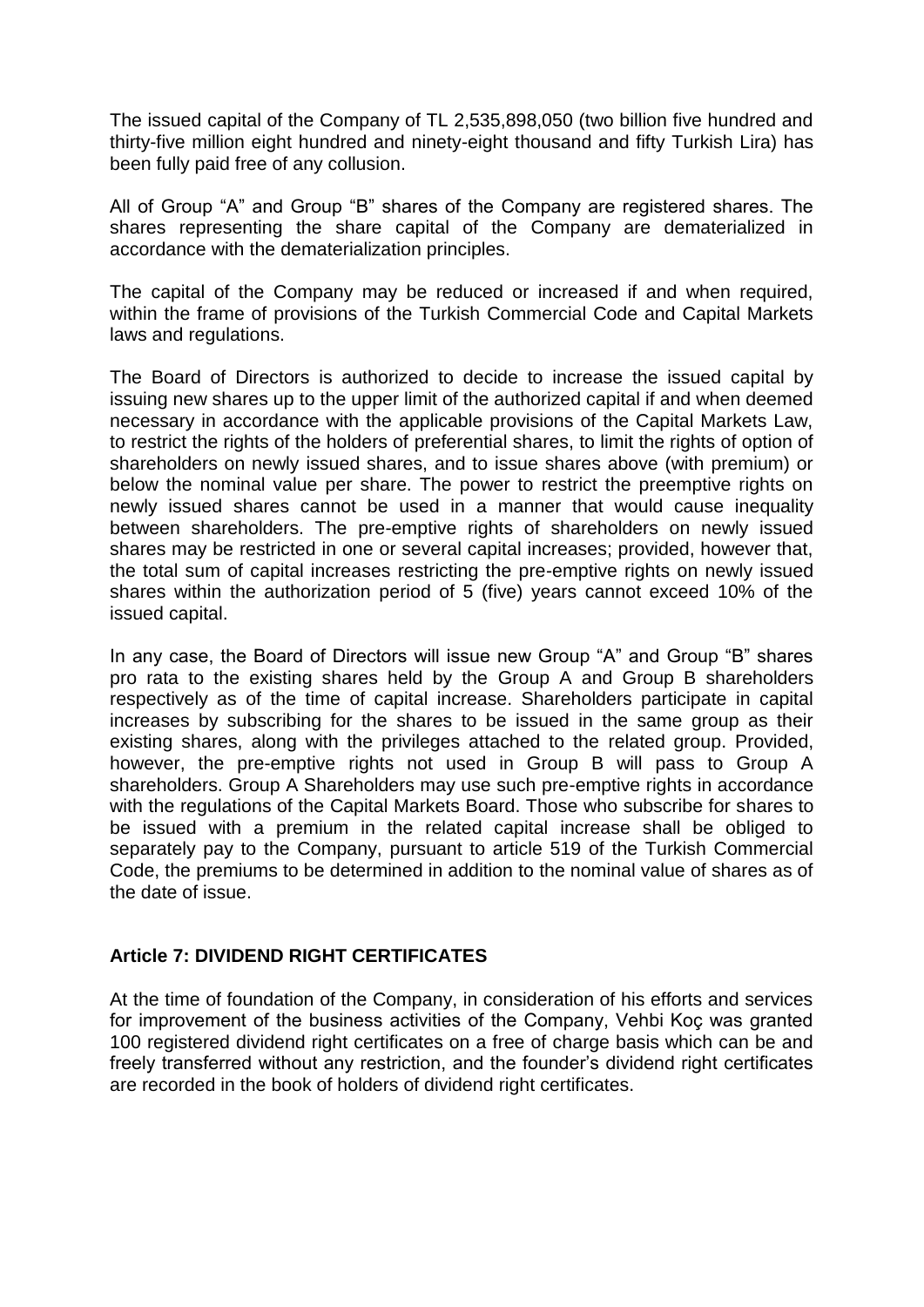The issued capital of the Company of TL 2,535,898,050 (two billion five hundred and thirty-five million eight hundred and ninety-eight thousand and fifty Turkish Lira) has been fully paid free of any collusion.

All of Group “A” and Group “B” shares of the Company are registered shares. The shares representing the share capital of the Company are dematerialized in accordance with the dematerialization principles.

The capital of the Company may be reduced or increased if and when required, within the frame of provisions of the Turkish Commercial Code and Capital Markets laws and regulations.

The Board of Directors is authorized to decide to increase the issued capital by issuing new shares up to the upper limit of the authorized capital if and when deemed necessary in accordance with the applicable provisions of the Capital Markets Law, to restrict the rights of the holders of preferential shares, to limit the rights of option of shareholders on newly issued shares, and to issue shares above (with premium) or below the nominal value per share. The power to restrict the preemptive rights on newly issued shares cannot be used in a manner that would cause inequality between shareholders. The pre-emptive rights of shareholders on newly issued shares may be restricted in one or several capital increases; provided, however that, the total sum of capital increases restricting the pre-emptive rights on newly issued shares within the authorization period of 5 (five) years cannot exceed 10% of the issued capital.

In any case, the Board of Directors will issue new Group “A” and Group “B” shares pro rata to the existing shares held by the Group A and Group B shareholders respectively as of the time of capital increase. Shareholders participate in capital increases by subscribing for the shares to be issued in the same group as their existing shares, along with the privileges attached to the related group. Provided, however, the pre-emptive rights not used in Group B will pass to Group A shareholders. Group A Shareholders may use such pre-emptive rights in accordance with the regulations of the Capital Markets Board. Those who subscribe for shares to be issued with a premium in the related capital increase shall be obliged to separately pay to the Company, pursuant to article 519 of the Turkish Commercial Code, the premiums to be determined in addition to the nominal value of shares as of the date of issue.

## Article 7: DIVIDEND RIGHT CERTIFICATES

At the time of foundation of the Company, in consideration of his efforts and services for improvement of the business activities of the Company, Vehbi Koç was granted 100 registered dividend right certificates on a free of charge basis which can be and freely transferred without any restriction, and the founder’s dividend right certificates are recorded in the book of holders of dividend right certificates.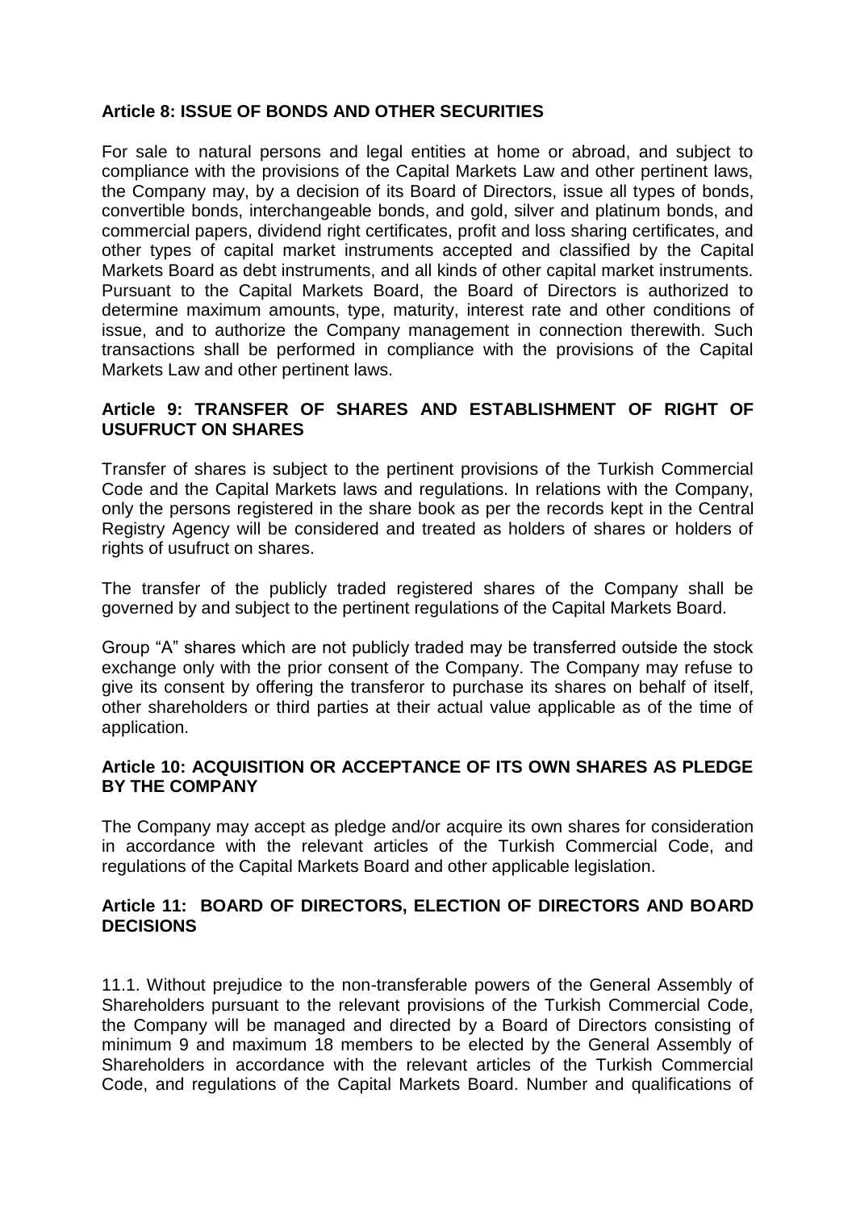**Article 8: ISSUE OF BONDS AND OTHER SECURITIES**

For sale to natural persons and legal entities at home or abroad, and subject to compliance with the provisions of the Capital Markets Law and other pertinent laws, the Company may, by a decision of its Board of Directors, issue all types of bonds, convertible bonds, interchangeable bonds, and gold, silver and platinum bonds, and commercial papers, dividend right certificates, profit and loss sharing certificates, and other types of capital market instruments accepted and classified by the Capital Markets Board as debt instruments, and all kinds of other capital market instruments. Pursuant to the Capital Markets Board, the Board of Directors is authorized to determine maximum amounts, type, maturity, interest rate and other conditions of issue, and to authorize the Company management in connection therewith. Such transactions shall be performed in compliance with the provisions of the Capital Markets Law and other pertinent laws.

**Article 9: TRANSFER OF SHARES AND ESTABLISHMENT OF RIGHT OF USUFRUCT ON SHARES**

Transfer of shares is subject to the pertinent provisions of the Turkish Commercial Code and the Capital Markets laws and regulations. In relations with the Company, only the persons registered in the share book as per the records kept in the Central Registry Agency will be considered and treated as holders of shares or holders of rights of usufruct on shares.

The transfer of the publicly traded registered shares of the Company shall be governed by and subject to the pertinent regulations of the Capital Markets Board.

Group "A" shares which are not publicly traded may be transferred outside the stock exchange only with the prior consent of the Company. The Company may refuse to give its consent by offering the transferor to purchase its shares on behalf of itself, other shareholders or third parties at their actual value applicable as of the time of application.

**Article 10: ACQUISITION OR ACCEPTANCE OF ITS OWN SHARES AS PLEDGE BY THE COMPANY**

The Company may accept as pledge and/or acquire its own shares for consideration in accordance with the relevant articles of the Turkish Commercial Code, and regulations of the Capital Markets Board and other applicable legislation.

**Article 11: BOARD OF DIRECTORS, ELECTION OF DIRECTORS AND BOARD DECISIONS**

11.1. Without prejudice to the non-transferable powers of the General Assembly of Shareholders pursuant to the relevant provisions of the Turkish Commercial Code, the Company will be managed and directed by a Board of Directors consisting of minimum 9 and maximum 18 members to be elected by the General Assembly of Shareholders in accordance with the relevant articles of the Turkish Commercial Code, and regulations of the Capital Markets Board. Number and qualifications of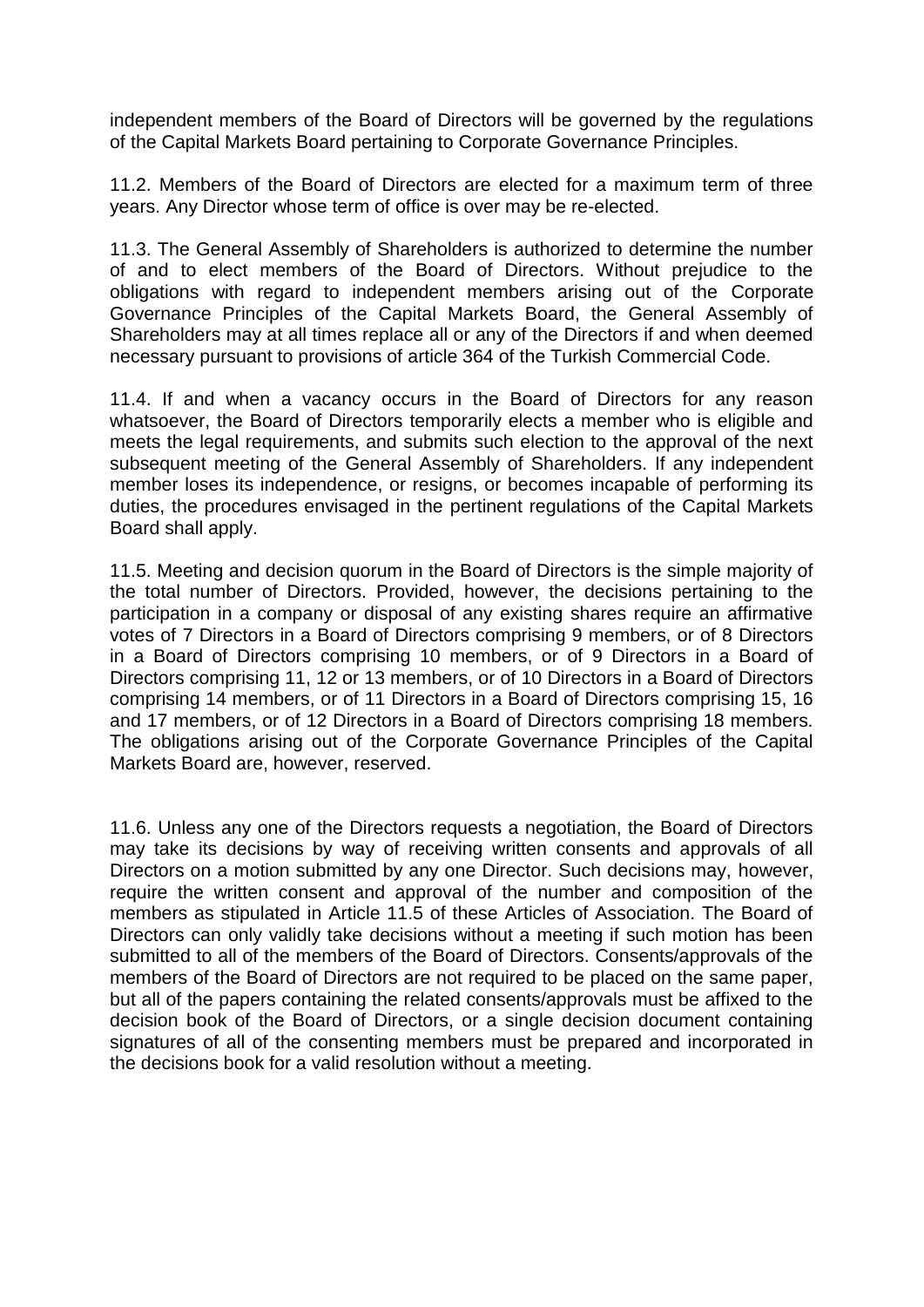independent members of the Board of Directors will be governed by the regulations of the Capital Markets Board pertaining to Corporate Governance Principles.

11.2. Members of the Board of Directors are elected for a maximum term of three years. Any Director whose term of office is over may be re-elected.

11.3. The General Assembly of Shareholders is authorized to determine the number of and to elect members of the Board of Directors. Without prejudice to the obligations with regard to independent members arising out of the Corporate Governance Principles of the Capital Markets Board, the General Assembly of Shareholders may at all times replace all or any of the Directors if and when deemed necessary pursuant to provisions of article 364 of the Turkish Commercial Code.

11.4. If and when a vacancy occurs in the Board of Directors for any reason whatsoever, the Board of Directors temporarily elects a member who is eligible and meets the legal requirements, and submits such election to the approval of the next subsequent meeting of the General Assembly of Shareholders. If any independent member loses its independence, or resigns, or becomes incapable of performing its duties, the procedures envisaged in the pertinent regulations of the Capital Markets Board shall apply.

11.5. Meeting and decision quorum in the Board of Directors is the simple majority of the total number of Directors. Provided, however, the decisions pertaining to the participation in a company or disposal of any existing shares require an affirmative votes of 7 Directors in a Board of Directors comprising 9 members, or of 8 Directors in a Board of Directors comprising 10 members, or of 9 Directors in a Board of Directors comprising 11, 12 or 13 members, or of 10 Directors in a Board of Directors comprising 14 members, or of 11 Directors in a Board of Directors comprising 15, 16 and 17 members, or of 12 Directors in a Board of Directors comprising 18 members. The obligations arising out of the Corporate Governance Principles of the Capital Markets Board are, however, reserved.

11.6. Unless any one of the Directors requests a negotiation, the Board of Directors may take its decisions by way of receiving written consents and approvals of all Directors on a motion submitted by any one Director. Such decisions may, however, require the written consent and approval of the number and composition of the members as stipulated in Article 11.5 of these Articles of Association. The Board of Directors can only validly take decisions without a meeting if such motion has been submitted to all of the members of the Board of Directors. Consents/approvals of the members of the Board of Directors are not required to be placed on the same paper, but all of the papers containing the related consents/approvals must be affixed to the decision book of the Board of Directors, or a single decision document containing signatures of all of the consenting members must be prepared and incorporated in the decisions book for a valid resolution without a meeting.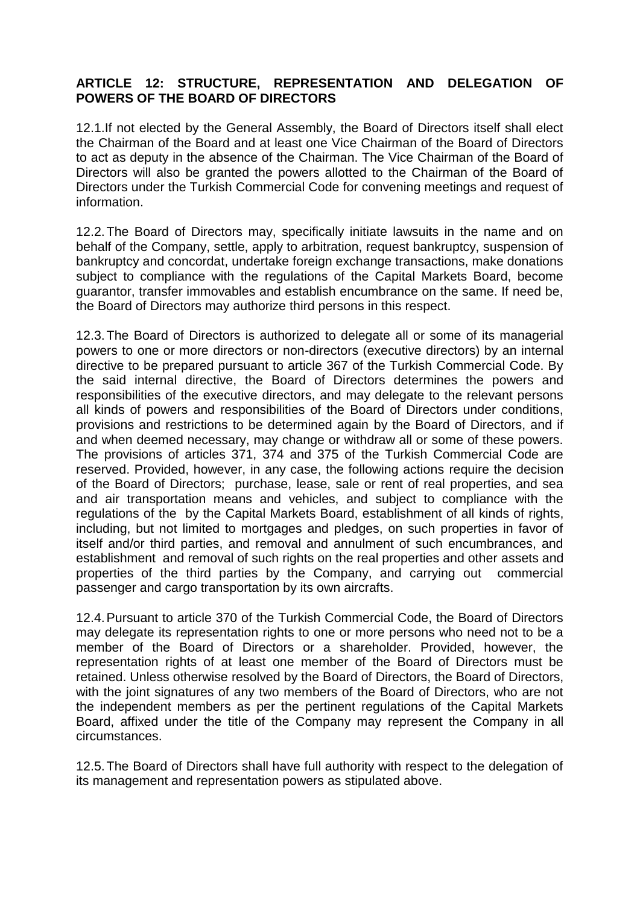**ARTICLE 12: STRUCTURE, REPRESENTATION AND DELEGATION OF POWERS OF THE BOARD OF DIRECTORS**

12.1.If not elected by the General Assembly, the Board of Directors itself shall elect the Chairman of the Board and at least one Vice Chairman of the Board of Directors to act as deputy in the absence of the Chairman. The Vice Chairman of the Board of Directors will also be granted the powers allotted to the Chairman of the Board of Directors under the Turkish Commercial Code for convening meetings and request of information.

12.2. The Board of Directors may, specifically initiate lawsuits in the name and on behalf of the Company, settle, apply to arbitration, request bankruptcy, suspension of bankruptcy and concordat, undertake foreign exchange transactions, make donations subject to compliance with the regulations of the Capital Markets Board, become guarantor, transfer immovables and establish encumbrance on the same. If need be, the Board of Directors may authorize third persons in this respect.

12.3. The Board of Directors is authorized to delegate all or some of its managerial powers to one or more directors or non-directors (executive directors) by an internal directive to be prepared pursuant to article 367 of the Turkish Commercial Code. By the said internal directive, the Board of Directors determines the powers and responsibilities of the executive directors, and may delegate to the relevant persons all kinds of powers and responsibilities of the Board of Directors under conditions, provisions and restrictions to be determined again by the Board of Directors, and if and when deemed necessary, may change or withdraw all or some of these powers. The provisions of articles 371, 374 and 375 of the Turkish Commercial Code are reserved. Provided, however, in any case, the following actions require the decision of the Board of Directors; purchase, lease, sale or rent of real properties, and sea and air transportation means and vehicles, and subject to compliance with the regulations of the by the Capital Markets Board, establishment of all kinds of rights, including, but not limited to mortgages and pledges, on such properties in favor of itself and/or third parties, and removal and annulment of such encumbrances, and establishment and removal of such rights on the real properties and other assets and properties of the third parties by the Company, and carrying out commercial passenger and cargo transportation by its own aircrafts.

12.4. Pursuant to article 370 of the Turkish Commercial Code, the Board of Directors may delegate its representation rights to one or more persons who need not to be a member of the Board of Directors or a shareholder. Provided, however, the representation rights of at least one member of the Board of Directors must be retained. Unless otherwise resolved by the Board of Directors, the Board of Directors, with the joint signatures of any two members of the Board of Directors, who are not the independent members as per the pertinent regulations of the Capital Markets Board, affixed under the title of the Company may represent the Company in all circumstances.

12.5. The Board of Directors shall have full authority with respect to the delegation of its management and representation powers as stipulated above.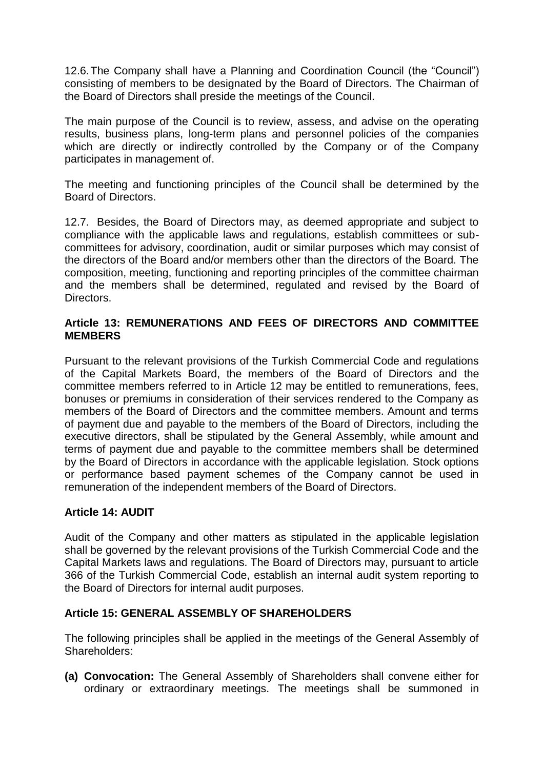12.6. The Company shall have a Planning and Coordination Council (the "Council") consisting of members to be designated by the Board of Directors. The Chairman of the Board of Directors shall preside the meetings of the Council.

The main purpose of the Council is to review, assess, and advise on the operating results, business plans, long-term plans and personnel policies of the companies which are directly or indirectly controlled by the Company or of the Company participates in management of.

The meeting and functioning principles of the Council shall be determined by the Board of Directors.

12.7. Besides, the Board of Directors may, as deemed appropriate and subject to compliance with the applicable laws and regulations, establish committees or sub-committees for advisory, coordination, audit or similar purposes which may consist of the directors of the Board and/or members other than the directors of the Board. The composition, meeting, functioning and reporting principles of the committee chairman and the members shall be determined, regulated and revised by the Board of Directors.

### Article 13: REMUNERATIONS AND FEES OF DIRECTORS AND COMMITTEE MEMBERS

Pursuant to the relevant provisions of the Turkish Commercial Code and regulations of the Capital Markets Board, the members of the Board of Directors and the committee members referred to in Article 12 may be entitled to remunerations, fees, bonuses or premiums in consideration of their services rendered to the Company as members of the Board of Directors and the committee members. Amount and terms of payment due and payable to the members of the Board of Directors, including the executive directors, shall be stipulated by the General Assembly, while amount and terms of payment due and payable to the committee members shall be determined by the Board of Directors in accordance with the applicable legislation. Stock options or performance based payment schemes of the Company cannot be used in remuneration of the independent members of the Board of Directors.

### Article 14: AUDIT

Audit of the Company and other matters as stipulated in the applicable legislation shall be governed by the relevant provisions of the Turkish Commercial Code and the Capital Markets laws and regulations. The Board of Directors may, pursuant to article 366 of the Turkish Commercial Code, establish an internal audit system reporting to the Board of Directors for internal audit purposes.

### Article 15: GENERAL ASSEMBLY OF SHAREHOLDERS

The following principles shall be applied in the meetings of the General Assembly of Shareholders:

**(a) Convocation:** The General Assembly of Shareholders shall convene either for ordinary or extraordinary meetings. The meetings shall be summoned in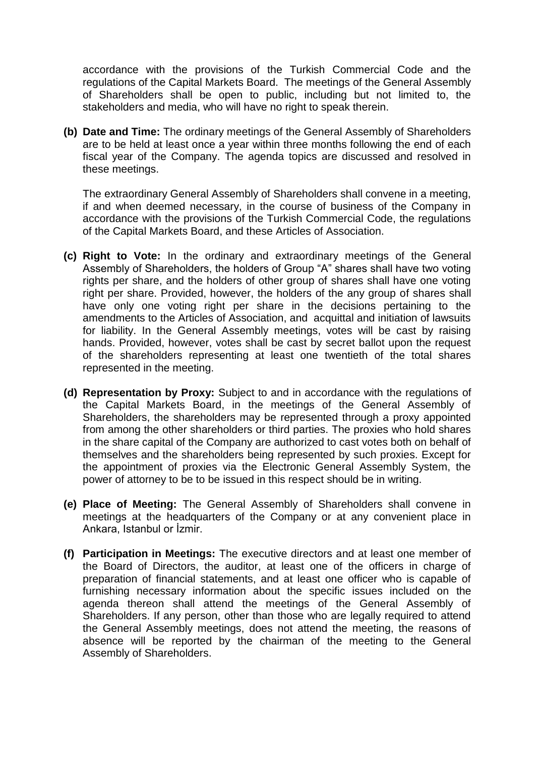accordance with the provisions of the Turkish Commercial Code and the regulations of the Capital Markets Board. The meetings of the General Assembly of Shareholders shall be open to public, including but not limited to, the stakeholders and media, who will have no right to speak therein.

**(b) Date and Time:** The ordinary meetings of the General Assembly of Shareholders are to be held at least once a year within three months following the end of each fiscal year of the Company. The agenda topics are discussed and resolved in these meetings.

The extraordinary General Assembly of Shareholders shall convene in a meeting, if and when deemed necessary, in the course of business of the Company in accordance with the provisions of the Turkish Commercial Code, the regulations of the Capital Markets Board, and these Articles of Association.

**(c) Right to Vote:** In the ordinary and extraordinary meetings of the General Assembly of Shareholders, the holders of Group "A" shares shall have two voting rights per share, and the holders of other group of shares shall have one voting right per share. Provided, however, the holders of the any group of shares shall have only one voting right per share in the decisions pertaining to the amendments to the Articles of Association, and acquittal and initiation of lawsuits for liability. In the General Assembly meetings, votes will be cast by raising hands. Provided, however, votes shall be cast by secret ballot upon the request of the shareholders representing at least one twentieth of the total shares represented in the meeting.

**(d) Representation by Proxy:** Subject to and in accordance with the regulations of the Capital Markets Board, in the meetings of the General Assembly of Shareholders, the shareholders may be represented through a proxy appointed from among the other shareholders or third parties. The proxies who hold shares in the share capital of the Company are authorized to cast votes both on behalf of themselves and the shareholders being represented by such proxies. Except for the appointment of proxies via the Electronic General Assembly System, the power of attorney to be to be issued in this respect should be in writing.

**(e) Place of Meeting:** The General Assembly of Shareholders shall convene in meetings at the headquarters of the Company or at any convenient place in Ankara, Istanbul or İzmir.

**(f) Participation in Meetings:** The executive directors and at least one member of the Board of Directors, the auditor, at least one of the officers in charge of preparation of financial statements, and at least one officer who is capable of furnishing necessary information about the specific issues included on the agenda thereon shall attend the meetings of the General Assembly of Shareholders. If any person, other than those who are legally required to attend the General Assembly meetings, does not attend the meeting, the reasons of absence will be reported by the chairman of the meeting to the General Assembly of Shareholders.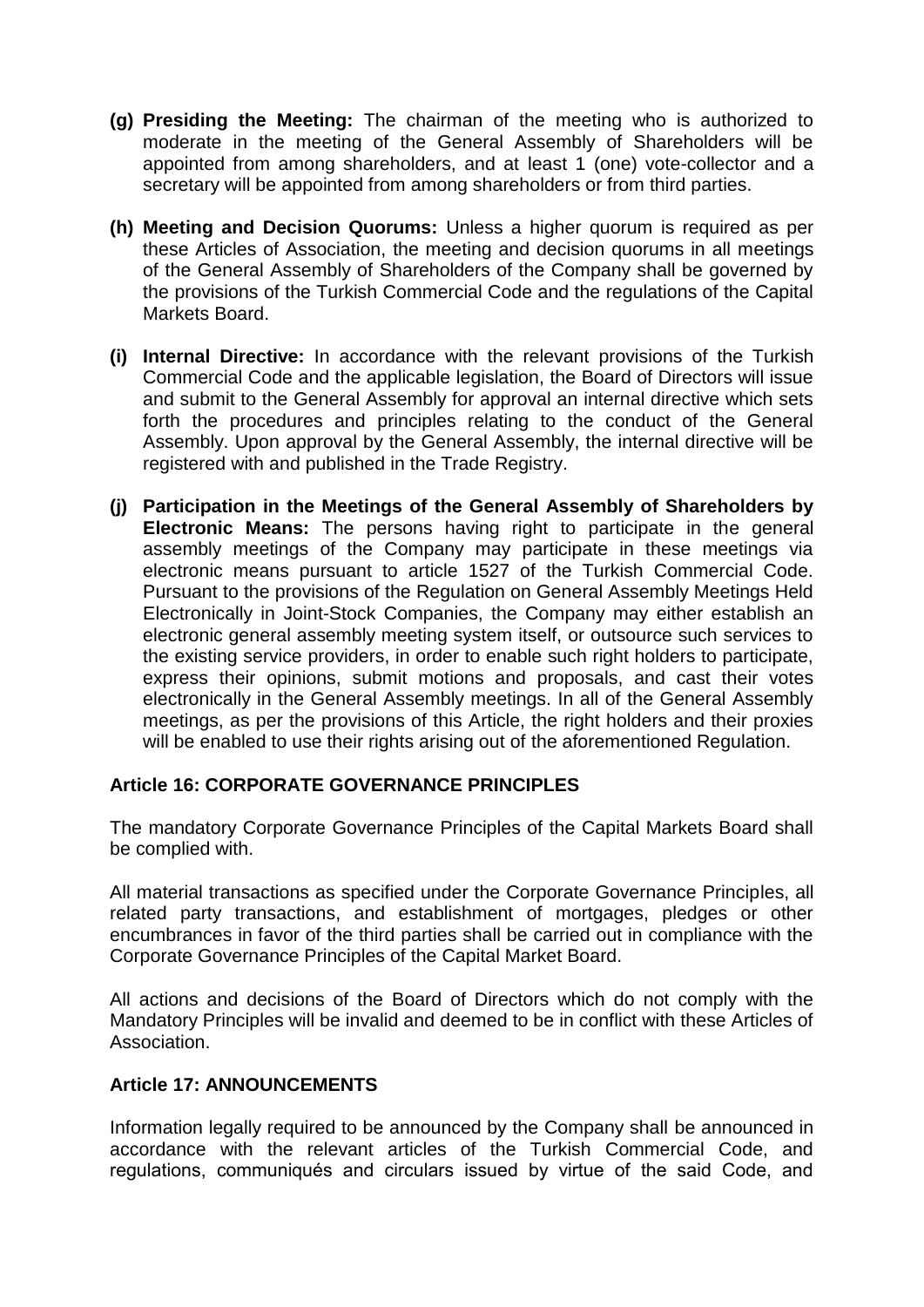**(g) Presiding the Meeting:** The chairman of the meeting who is authorized to moderate in the meeting of the General Assembly of Shareholders will be appointed from among shareholders, and at least 1 (one) vote-collector and a secretary will be appointed from among shareholders or from third parties.

**(h) Meeting and Decision Quorums:** Unless a higher quorum is required as per these Articles of Association, the meeting and decision quorums in all meetings of the General Assembly of Shareholders of the Company shall be governed by the provisions of the Turkish Commercial Code and the regulations of the Capital Markets Board.

**(i) Internal Directive:** In accordance with the relevant provisions of the Turkish Commercial Code and the applicable legislation, the Board of Directors will issue and submit to the General Assembly for approval an internal directive which sets forth the procedures and principles relating to the conduct of the General Assembly. Upon approval by the General Assembly, the internal directive will be registered with and published in the Trade Registry.

**(j) Participation in the Meetings of the General Assembly of Shareholders by Electronic Means:** The persons having right to participate in the general assembly meetings of the Company may participate in these meetings via electronic means pursuant to article 1527 of the Turkish Commercial Code. Pursuant to the provisions of the Regulation on General Assembly Meetings Held Electronically in Joint-Stock Companies, the Company may either establish an electronic general assembly meeting system itself, or outsource such services to the existing service providers, in order to enable such right holders to participate, express their opinions, submit motions and proposals, and cast their votes electronically in the General Assembly meetings. In all of the General Assembly meetings, as per the provisions of this Article, the right holders and their proxies will be enabled to use their rights arising out of the aforementioned Regulation.

### Article 16: CORPORATE GOVERNANCE PRINCIPLES

The mandatory Corporate Governance Principles of the Capital Markets Board shall be complied with.

All material transactions as specified under the Corporate Governance Principles, all related party transactions, and establishment of mortgages, pledges or other encumbrances in favor of the third parties shall be carried out in compliance with the Corporate Governance Principles of the Capital Market Board.

All actions and decisions of the Board of Directors which do not comply with the Mandatory Principles will be invalid and deemed to be in conflict with these Articles of Association.

### Article 17: ANNOUNCEMENTS

Information legally required to be announced by the Company shall be announced in accordance with the relevant articles of the Turkish Commercial Code, and regulations, communiqués and circulars issued by virtue of the said Code, and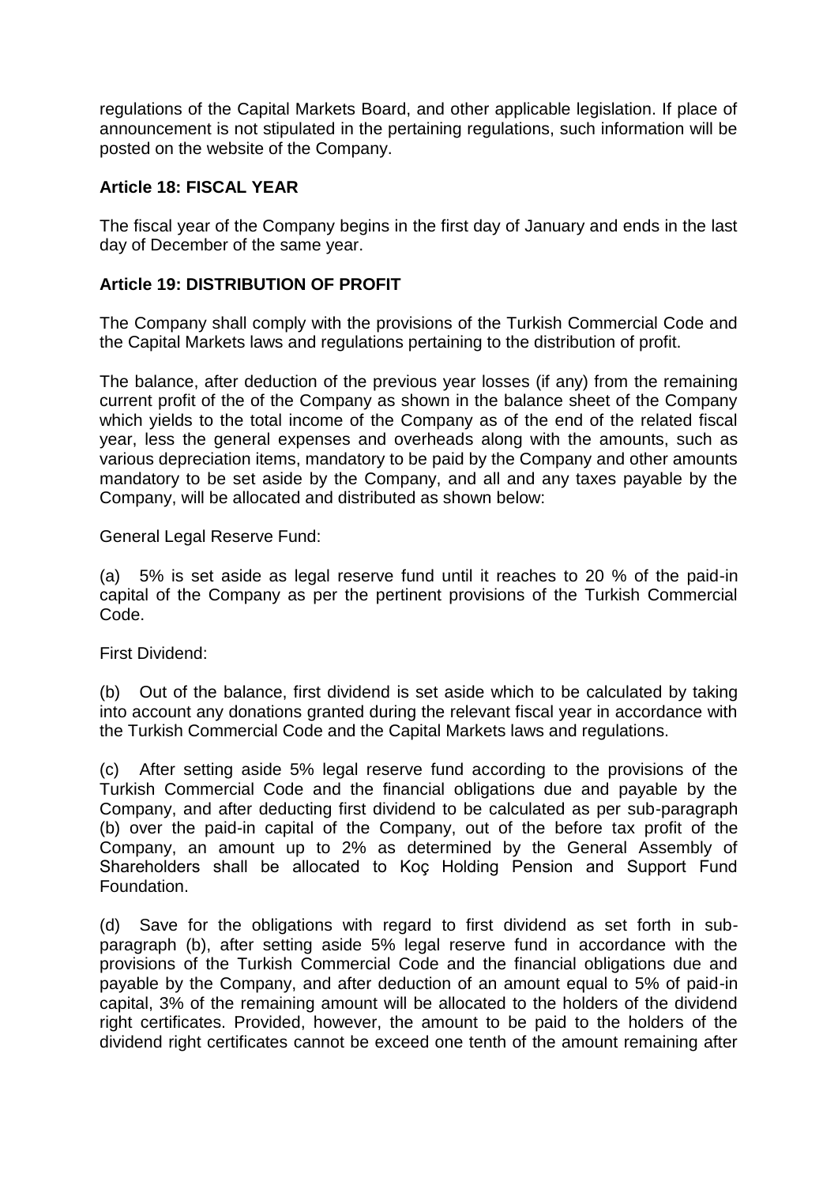regulations of the Capital Markets Board, and other applicable legislation. If place of announcement is not stipulated in the pertaining regulations, such information will be posted on the website of the Company.

**Article 18: FISCAL YEAR**

The fiscal year of the Company begins in the first day of January and ends in the last day of December of the same year.

**Article 19: DISTRIBUTION OF PROFIT**

The Company shall comply with the provisions of the Turkish Commercial Code and the Capital Markets laws and regulations pertaining to the distribution of profit.

The balance, after deduction of the previous year losses (if any) from the remaining current profit of the of the Company as shown in the balance sheet of the Company which yields to the total income of the Company as of the end of the related fiscal year, less the general expenses and overheads along with the amounts, such as various depreciation items, mandatory to be paid by the Company and other amounts mandatory to be set aside by the Company, and all and any taxes payable by the Company, will be allocated and distributed as shown below:

General Legal Reserve Fund:

(a) 5% is set aside as legal reserve fund until it reaches to 20 % of the paid-in capital of the Company as per the pertinent provisions of the Turkish Commercial Code.

First Dividend:

(b) Out of the balance, first dividend is set aside which to be calculated by taking into account any donations granted during the relevant fiscal year in accordance with the Turkish Commercial Code and the Capital Markets laws and regulations.

(c) After setting aside 5% legal reserve fund according to the provisions of the Turkish Commercial Code and the financial obligations due and payable by the Company, and after deducting first dividend to be calculated as per sub-paragraph (b) over the paid-in capital of the Company, out of the before tax profit of the Company, an amount up to 2% as determined by the General Assembly of Shareholders shall be allocated to Koç Holding Pension and Support Fund Foundation.

(d) Save for the obligations with regard to first dividend as set forth in sub-paragraph (b), after setting aside 5% legal reserve fund in accordance with the provisions of the Turkish Commercial Code and the financial obligations due and payable by the Company, and after deduction of an amount equal to 5% of paid-in capital, 3% of the remaining amount will be allocated to the holders of the dividend right certificates. Provided, however, the amount to be paid to the holders of the dividend right certificates cannot be exceed one tenth of the amount remaining after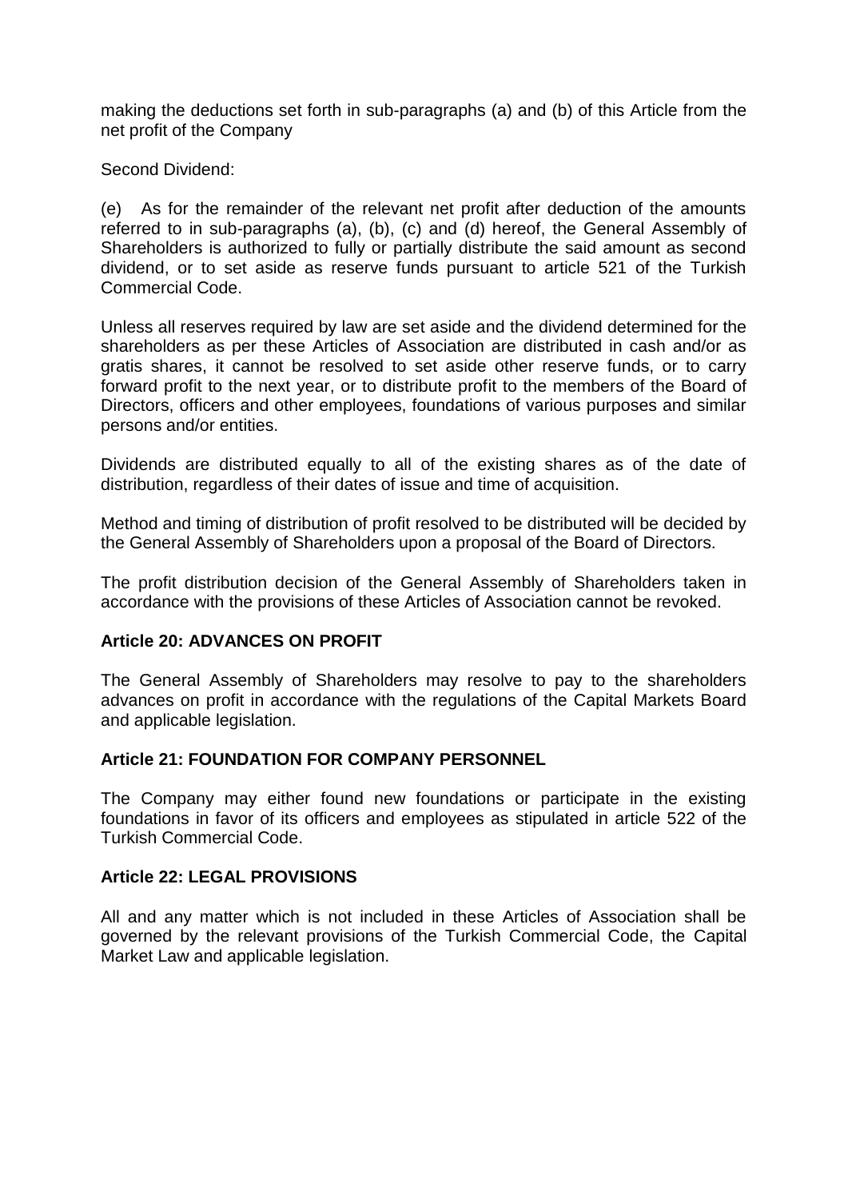making the deductions set forth in sub-paragraphs (a) and (b) of this Article from the net profit of the Company

Second Dividend:

(e) As for the remainder of the relevant net profit after deduction of the amounts referred to in sub-paragraphs (a), (b), (c) and (d) hereof, the General Assembly of Shareholders is authorized to fully or partially distribute the said amount as second dividend, or to set aside as reserve funds pursuant to article 521 of the Turkish Commercial Code.

Unless all reserves required by law are set aside and the dividend determined for the shareholders as per these Articles of Association are distributed in cash and/or as gratis shares, it cannot be resolved to set aside other reserve funds, or to carry forward profit to the next year, or to distribute profit to the members of the Board of Directors, officers and other employees, foundations of various purposes and similar persons and/or entities.

Dividends are distributed equally to all of the existing shares as of the date of distribution, regardless of their dates of issue and time of acquisition.

Method and timing of distribution of profit resolved to be distributed will be decided by the General Assembly of Shareholders upon a proposal of the Board of Directors.

The profit distribution decision of the General Assembly of Shareholders taken in accordance with the provisions of these Articles of Association cannot be revoked.

**Article 20: ADVANCES ON PROFIT**

The General Assembly of Shareholders may resolve to pay to the shareholders advances on profit in accordance with the regulations of the Capital Markets Board and applicable legislation.

**Article 21: FOUNDATION FOR COMPANY PERSONNEL**

The Company may either found new foundations or participate in the existing foundations in favor of its officers and employees as stipulated in article 522 of the Turkish Commercial Code.

**Article 22: LEGAL PROVISIONS**

All and any matter which is not included in these Articles of Association shall be governed by the relevant provisions of the Turkish Commercial Code, the Capital Market Law and applicable legislation.